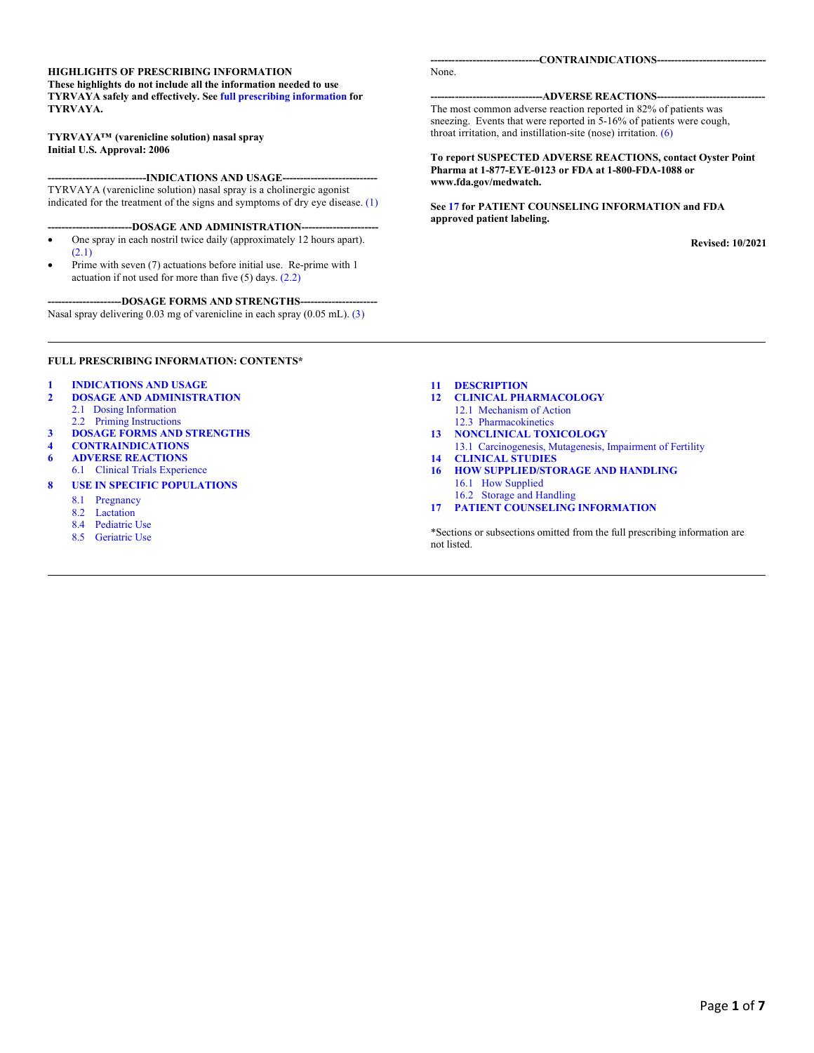**HIGHLIGHTS OF PRESCRIBING INFORMATION**
**These highlights do not include all the information needed to use TYRVAYA safely and effectively. See full prescribing information for TYRVAYA.**

**TYRVAYA™ (varenicline solution) nasal spray**
**Initial U.S. Approval: 2006**

**----------------------------INDICATIONS AND USAGE---------------------------**
TYRVAYA (varenicline solution) nasal spray is a cholinergic agonist indicated for the treatment of the signs and symptoms of dry eye disease. (1)

**-----------------------DOSAGE AND ADMINISTRATION----------------------**
- One spray in each nostril twice daily (approximately 12 hours apart). (2.1)
- Prime with seven (7) actuations before initial use. Re-prime with 1 actuation if not used for more than five (5) days. (2.2)

**---------------------DOSAGE FORMS AND STRENGTHS----------------------**
Nasal spray delivering 0.03 mg of varenicline in each spray (0.05 mL). (3)

**------------------------------CONTRAINDICATIONS------------------------------**
None.

**--------------------------------ADVERSE REACTIONS------------------------------**
The most common adverse reaction reported in 82% of patients was sneezing. Events that were reported in 5-16% of patients were cough, throat irritation, and instillation-site (nose) irritation. (6)

**To report SUSPECTED ADVERSE REACTIONS, contact Oyster Point Pharma at 1-877-EYE-0123 or FDA at 1-800-FDA-1088 or www.fda.gov/medwatch.**

**See 17 for PATIENT COUNSELING INFORMATION and FDA approved patient labeling.**

**Revised: 10/2021**

---

**FULL PRESCRIBING INFORMATION: CONTENTS***

1 INDICATIONS AND USAGE
2 DOSAGE AND ADMINISTRATION
  2.1 Dosing Information
  2.2 Priming Instructions
3 DOSAGE FORMS AND STRENGTHS
4 CONTRAINDICATIONS
6 ADVERSE REACTIONS
  6.1 Clinical Trials Experience
8 USE IN SPECIFIC POPULATIONS
  8.1 Pregnancy
  8.2 Lactation
  8.4 Pediatric Use
  8.5 Geriatric Use
11 DESCRIPTION
12 CLINICAL PHARMACOLOGY
  12.1 Mechanism of Action
  12.3 Pharmacokinetics
13 NONCLINICAL TOXICOLOGY
  13.1 Carcinogenesis, Mutagenesis, Impairment of Fertility
14 CLINICAL STUDIES
16 HOW SUPPLIED/STORAGE AND HANDLING
  16.1 How Supplied
  16.2 Storage and Handling
17 PATIENT COUNSELING INFORMATION

*Sections or subsections omitted from the full prescribing information are not listed.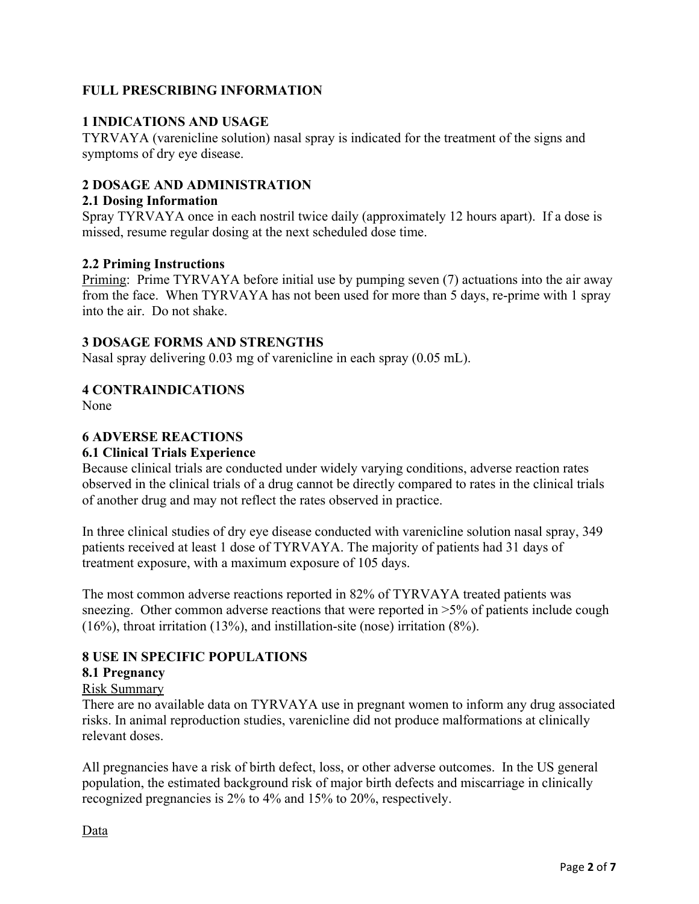# FULL PRESCRIBING INFORMATION

## 1 INDICATIONS AND USAGE

TYRVAYA (varenicline solution) nasal spray is indicated for the treatment of the signs and symptoms of dry eye disease.

## 2 DOSAGE AND ADMINISTRATION

### 2.1 Dosing Information

Spray TYRVAYA once in each nostril twice daily (approximately 12 hours apart). If a dose is missed, resume regular dosing at the next scheduled dose time.

### 2.2 Priming Instructions

Priming: Prime TYRVAYA before initial use by pumping seven (7) actuations into the air away from the face. When TYRVAYA has not been used for more than 5 days, re-prime with 1 spray into the air. Do not shake.

## 3 DOSAGE FORMS AND STRENGTHS

Nasal spray delivering 0.03 mg of varenicline in each spray (0.05 mL).

## 4 CONTRAINDICATIONS

None

## 6 ADVERSE REACTIONS

### 6.1 Clinical Trials Experience

Because clinical trials are conducted under widely varying conditions, adverse reaction rates observed in the clinical trials of a drug cannot be directly compared to rates in the clinical trials of another drug and may not reflect the rates observed in practice.

In three clinical studies of dry eye disease conducted with varenicline solution nasal spray, 349 patients received at least 1 dose of TYRVAYA. The majority of patients had 31 days of treatment exposure, with a maximum exposure of 105 days.

The most common adverse reactions reported in 82% of TYRVAYA treated patients was sneezing. Other common adverse reactions that were reported in >5% of patients include cough (16%), throat irritation (13%), and instillation-site (nose) irritation (8%).

## 8 USE IN SPECIFIC POPULATIONS

### 8.1 Pregnancy

Risk Summary

There are no available data on TYRVAYA use in pregnant women to inform any drug associated risks. In animal reproduction studies, varenicline did not produce malformations at clinically relevant doses.

All pregnancies have a risk of birth defect, loss, or other adverse outcomes. In the US general population, the estimated background risk of major birth defects and miscarriage in clinically recognized pregnancies is 2% to 4% and 15% to 20%, respectively.

Data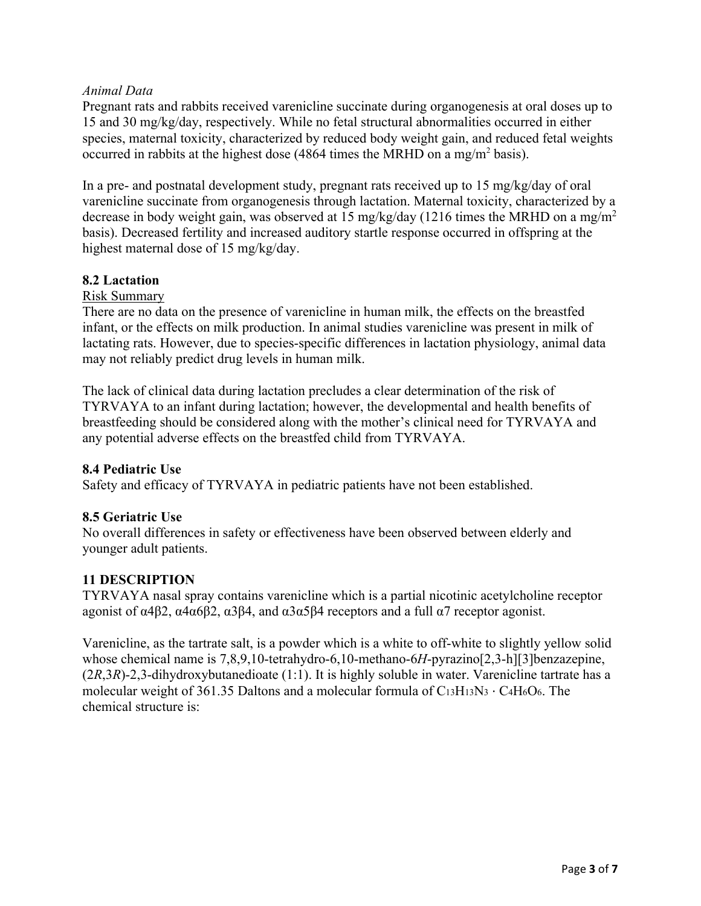*Animal Data*
Pregnant rats and rabbits received varenicline succinate during organogenesis at oral doses up to 15 and 30 mg/kg/day, respectively. While no fetal structural abnormalities occurred in either species, maternal toxicity, characterized by reduced body weight gain, and reduced fetal weights occurred in rabbits at the highest dose (4864 times the MRHD on a mg/$m^2$ basis).

In a pre- and postnatal development study, pregnant rats received up to 15 mg/kg/day of oral varenicline succinate from organogenesis through lactation. Maternal toxicity, characterized by a decrease in body weight gain, was observed at 15 mg/kg/day (1216 times the MRHD on a mg/$m^2$ basis). Decreased fertility and increased auditory startle response occurred in offspring at the highest maternal dose of 15 mg/kg/day.

### 8.2 Lactation

Risk Summary

There are no data on the presence of varenicline in human milk, the effects on the breastfed infant, or the effects on milk production. In animal studies varenicline was present in milk of lactating rats. However, due to species-specific differences in lactation physiology, animal data may not reliably predict drug levels in human milk.

The lack of clinical data during lactation precludes a clear determination of the risk of TYRVAYA to an infant during lactation; however, the developmental and health benefits of breastfeeding should be considered along with the mother's clinical need for TYRVAYA and any potential adverse effects on the breastfed child from TYRVAYA.

### 8.4 Pediatric Use

Safety and efficacy of TYRVAYA in pediatric patients have not been established.

### 8.5 Geriatric Use

No overall differences in safety or effectiveness have been observed between elderly and younger adult patients.

## 11 DESCRIPTION

TYRVAYA nasal spray contains varenicline which is a partial nicotinic acetylcholine receptor agonist of $\alpha4\beta2$, $\alpha4\alpha6\beta2$, $\alpha3\beta4$, and $\alpha3\alpha5\beta4$ receptors and a full $\alpha7$ receptor agonist.

Varenicline, as the tartrate salt, is a powder which is a white to off-white to slightly yellow solid whose chemical name is 7,8,9,10-tetrahydro-6,10-methano-6*H*-pyrazino[2,3-h][3]benzazepine, (2*R*,3*R*)-2,3-dihydroxybutanedioate (1:1). It is highly soluble in water. Varenicline tartrate has a molecular weight of 361.35 Daltons and a molecular formula of $C_{13}H_{13}N_3 \cdot C_4H_6O_6$. The chemical structure is: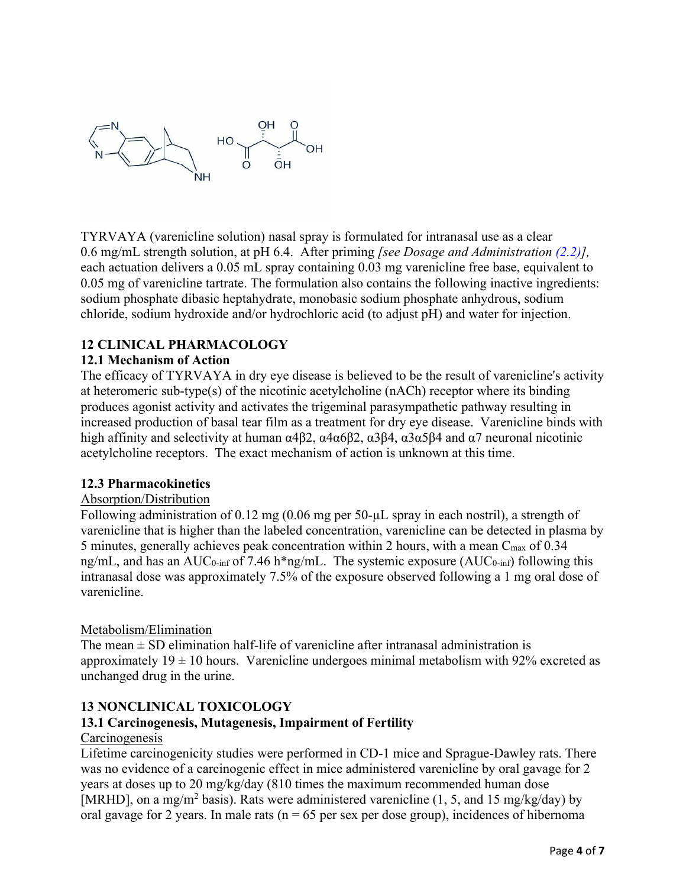TYRVAYA (varenicline solution) nasal spray is formulated for intranasal use as a clear 0.6 mg/mL strength solution, at pH 6.4. After priming *[see Dosage and Administration (2.2)]*, each actuation delivers a 0.05 mL spray containing 0.03 mg varenicline free base, equivalent to 0.05 mg of varenicline tartrate. The formulation also contains the following inactive ingredients: sodium phosphate dibasic heptahydrate, monobasic sodium phosphate anhydrous, sodium chloride, sodium hydroxide and/or hydrochloric acid (to adjust pH) and water for injection.

## 12 CLINICAL PHARMACOLOGY

### 12.1 Mechanism of Action

The efficacy of TYRVAYA in dry eye disease is believed to be the result of varenicline's activity at heteromeric sub-type(s) of the nicotinic acetylcholine (nACh) receptor where its binding produces agonist activity and activates the trigeminal parasympathetic pathway resulting in increased production of basal tear film as a treatment for dry eye disease. Varenicline binds with high affinity and selectivity at human $\alpha4\beta2$, $\alpha4\alpha6\beta2$, $\alpha3\beta4$, $\alpha3\alpha5\beta4$ and $\alpha7$ neuronal nicotinic acetylcholine receptors. The exact mechanism of action is unknown at this time.

### 12.3 Pharmacokinetics

Absorption/Distribution

Following administration of 0.12 mg (0.06 mg per 50-µL spray in each nostril), a strength of varenicline that is higher than the labeled concentration, varenicline can be detected in plasma by 5 minutes, generally achieves peak concentration within 2 hours, with a mean $C_{max}$ of 0.34 ng/mL, and has an $AUC_{0\text{-}inf}$ of 7.46 h*ng/mL. The systemic exposure ($AUC_{0\text{-}inf}$) following this intranasal dose was approximately 7.5% of the exposure observed following a 1 mg oral dose of varenicline.

Metabolism/Elimination

The mean ± SD elimination half-life of varenicline after intranasal administration is approximately 19 ± 10 hours. Varenicline undergoes minimal metabolism with 92% excreted as unchanged drug in the urine.

## 13 NONCLINICAL TOXICOLOGY

### 13.1 Carcinogenesis, Mutagenesis, Impairment of Fertility

Carcinogenesis

Lifetime carcinogenicity studies were performed in CD-1 mice and Sprague-Dawley rats. There was no evidence of a carcinogenic effect in mice administered varenicline by oral gavage for 2 years at doses up to 20 mg/kg/day (810 times the maximum recommended human dose [MRHD], on a mg/m$^2$ basis). Rats were administered varenicline (1, 5, and 15 mg/kg/day) by oral gavage for 2 years. In male rats (n = 65 per sex per dose group), incidences of hibernoma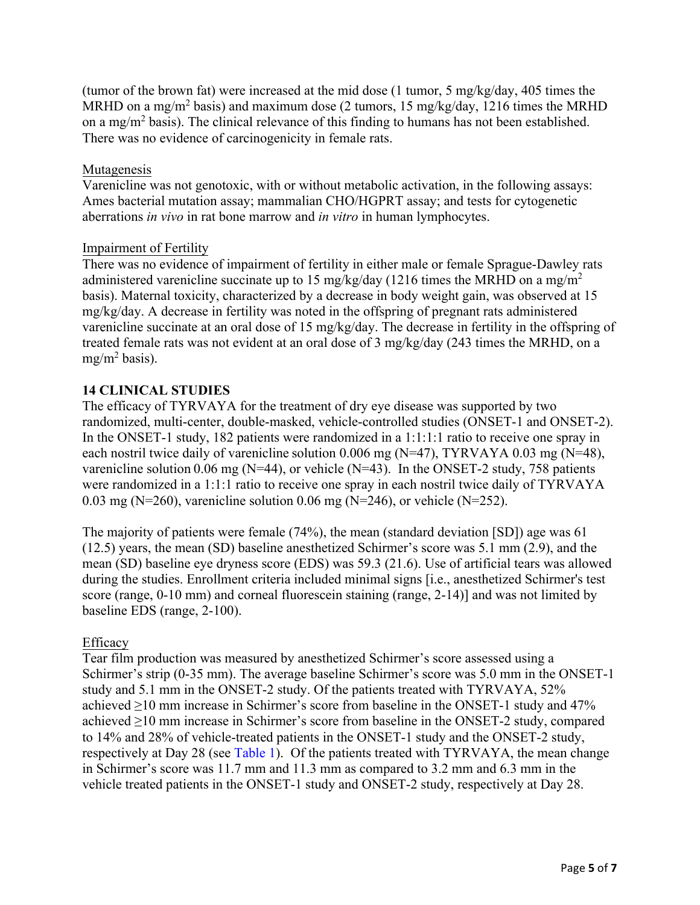(tumor of the brown fat) were increased at the mid dose (1 tumor, 5 mg/kg/day, 405 times the MRHD on a $mg/m^2$ basis) and maximum dose (2 tumors, 15 mg/kg/day, 1216 times the MRHD on a $mg/m^2$ basis). The clinical relevance of this finding to humans has not been established. There was no evidence of carcinogenicity in female rats.

Mutagenesis

Varenicline was not genotoxic, with or without metabolic activation, in the following assays: Ames bacterial mutation assay; mammalian CHO/HGPRT assay; and tests for cytogenetic aberrations *in vivo* in rat bone marrow and *in vitro* in human lymphocytes.

Impairment of Fertility

There was no evidence of impairment of fertility in either male or female Sprague-Dawley rats administered varenicline succinate up to 15 mg/kg/day (1216 times the MRHD on a $mg/m^2$ basis). Maternal toxicity, characterized by a decrease in body weight gain, was observed at 15 mg/kg/day. A decrease in fertility was noted in the offspring of pregnant rats administered varenicline succinate at an oral dose of 15 mg/kg/day. The decrease in fertility in the offspring of treated female rats was not evident at an oral dose of 3 mg/kg/day (243 times the MRHD, on a $mg/m^2$ basis).

## 14 CLINICAL STUDIES

The efficacy of TYRVAYA for the treatment of dry eye disease was supported by two randomized, multi-center, double-masked, vehicle-controlled studies (ONSET-1 and ONSET-2). In the ONSET-1 study, 182 patients were randomized in a 1:1:1:1 ratio to receive one spray in each nostril twice daily of varenicline solution 0.006 mg (N=47), TYRVAYA 0.03 mg (N=48), varenicline solution 0.06 mg (N=44), or vehicle (N=43). In the ONSET-2 study, 758 patients were randomized in a 1:1:1 ratio to receive one spray in each nostril twice daily of TYRVAYA 0.03 mg (N=260), varenicline solution 0.06 mg (N=246), or vehicle (N=252).

The majority of patients were female (74%), the mean (standard deviation [SD]) age was 61 (12.5) years, the mean (SD) baseline anesthetized Schirmer's score was 5.1 mm (2.9), and the mean (SD) baseline eye dryness score (EDS) was 59.3 (21.6). Use of artificial tears was allowed during the studies. Enrollment criteria included minimal signs [i.e., anesthetized Schirmer's test score (range, 0-10 mm) and corneal fluorescein staining (range, 2-14)] and was not limited by baseline EDS (range, 2-100).

Efficacy

Tear film production was measured by anesthetized Schirmer's score assessed using a Schirmer's strip (0-35 mm). The average baseline Schirmer's score was 5.0 mm in the ONSET-1 study and 5.1 mm in the ONSET-2 study. Of the patients treated with TYRVAYA, 52% achieved ≥10 mm increase in Schirmer's score from baseline in the ONSET-1 study and 47% achieved ≥10 mm increase in Schirmer's score from baseline in the ONSET-2 study, compared to 14% and 28% of vehicle-treated patients in the ONSET-1 study and the ONSET-2 study, respectively at Day 28 (see Table 1). Of the patients treated with TYRVAYA, the mean change in Schirmer's score was 11.7 mm and 11.3 mm as compared to 3.2 mm and 6.3 mm in the vehicle treated patients in the ONSET-1 study and ONSET-2 study, respectively at Day 28.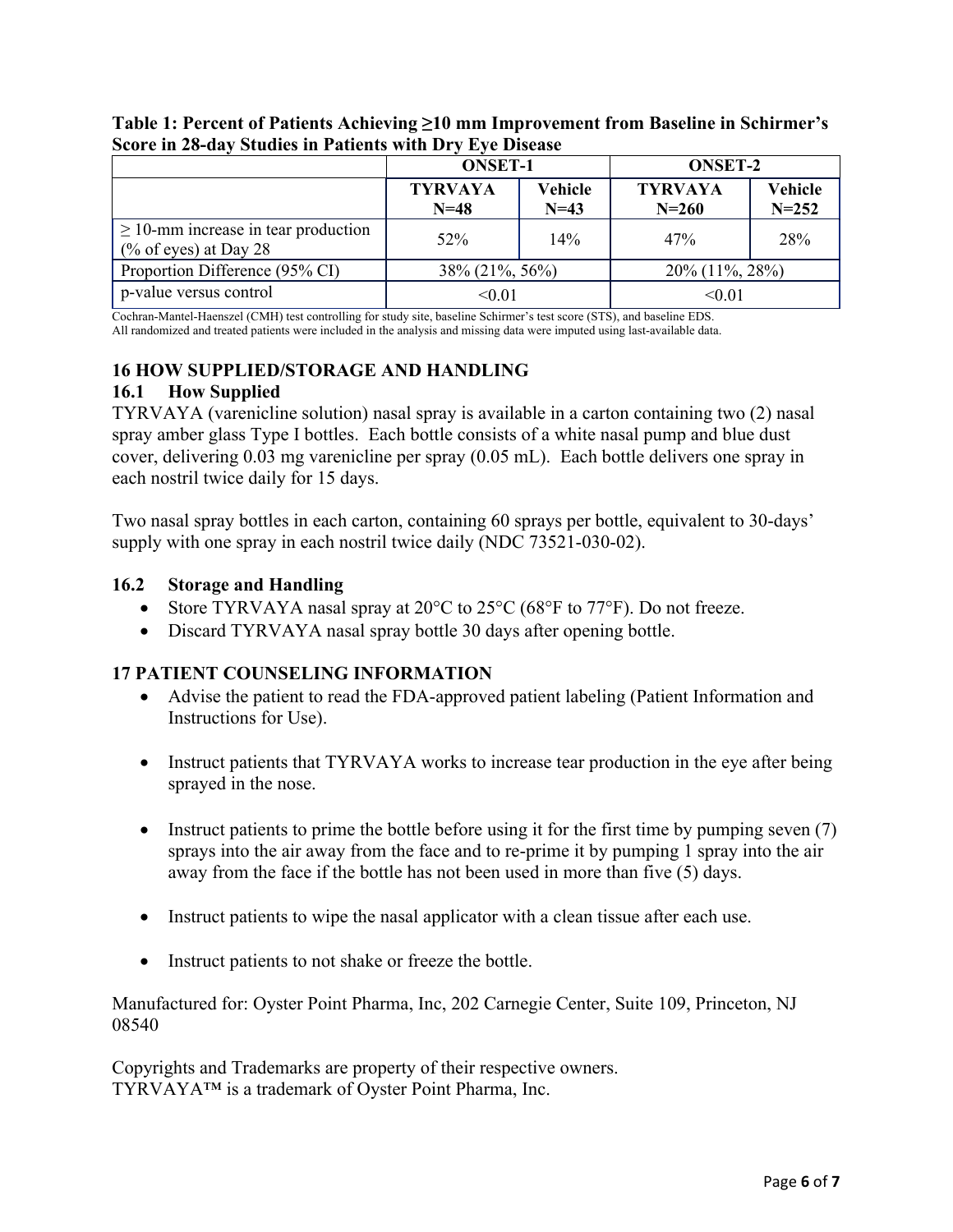**Table 1: Percent of Patients Achieving ≥10 mm Improvement from Baseline in Schirmer's Score in 28-day Studies in Patients with Dry Eye Disease**

| | ONSET-1 | | ONSET-2 | |
|---|---|---|---|---|
| | TYRVAYA N=48 | Vehicle N=43 | TYRVAYA N=260 | Vehicle N=252 |
| ≥ 10-mm increase in tear production (% of eyes) at Day 28 | 52% | 14% | 47% | 28% |
| Proportion Difference (95% CI) | 38% (21%, 56%) | | 20% (11%, 28%) | |
| p-value versus control | <0.01 | | <0.01 | |

Cochran-Mantel-Haenszel (CMH) test controlling for study site, baseline Schirmer's test score (STS), and baseline EDS.
All randomized and treated patients were included in the analysis and missing data were imputed using last-available data.

## 16 HOW SUPPLIED/STORAGE AND HANDLING

### 16.1 How Supplied

TYRVAYA (varenicline solution) nasal spray is available in a carton containing two (2) nasal spray amber glass Type I bottles. Each bottle consists of a white nasal pump and blue dust cover, delivering 0.03 mg varenicline per spray (0.05 mL). Each bottle delivers one spray in each nostril twice daily for 15 days.

Two nasal spray bottles in each carton, containing 60 sprays per bottle, equivalent to 30-days' supply with one spray in each nostril twice daily (NDC 73521-030-02).

### 16.2 Storage and Handling

- Store TYRVAYA nasal spray at 20°C to 25°C (68°F to 77°F). Do not freeze.
- Discard TYRVAYA nasal spray bottle 30 days after opening bottle.

## 17 PATIENT COUNSELING INFORMATION

- Advise the patient to read the FDA-approved patient labeling (Patient Information and Instructions for Use).
- Instruct patients that TYRVAYA works to increase tear production in the eye after being sprayed in the nose.
- Instruct patients to prime the bottle before using it for the first time by pumping seven (7) sprays into the air away from the face and to re-prime it by pumping 1 spray into the air away from the face if the bottle has not been used in more than five (5) days.
- Instruct patients to wipe the nasal applicator with a clean tissue after each use.
- Instruct patients to not shake or freeze the bottle.

Manufactured for: Oyster Point Pharma, Inc, 202 Carnegie Center, Suite 109, Princeton, NJ 08540

Copyrights and Trademarks are property of their respective owners.
TYRVAYA™ is a trademark of Oyster Point Pharma, Inc.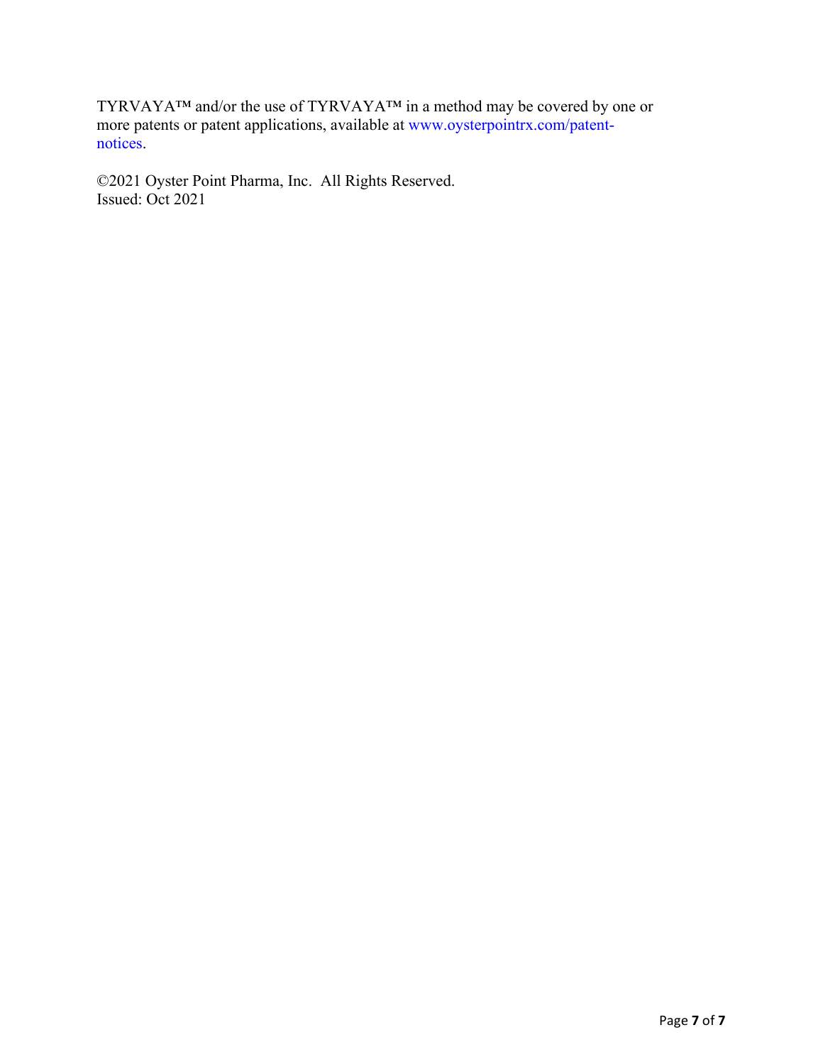TYRVAYA™ and/or the use of TYRVAYA™ in a method may be covered by one or more patents or patent applications, available at www.oysterpointrx.com/patent-notices.

©2021 Oyster Point Pharma, Inc. All Rights Reserved.
Issued: Oct 2021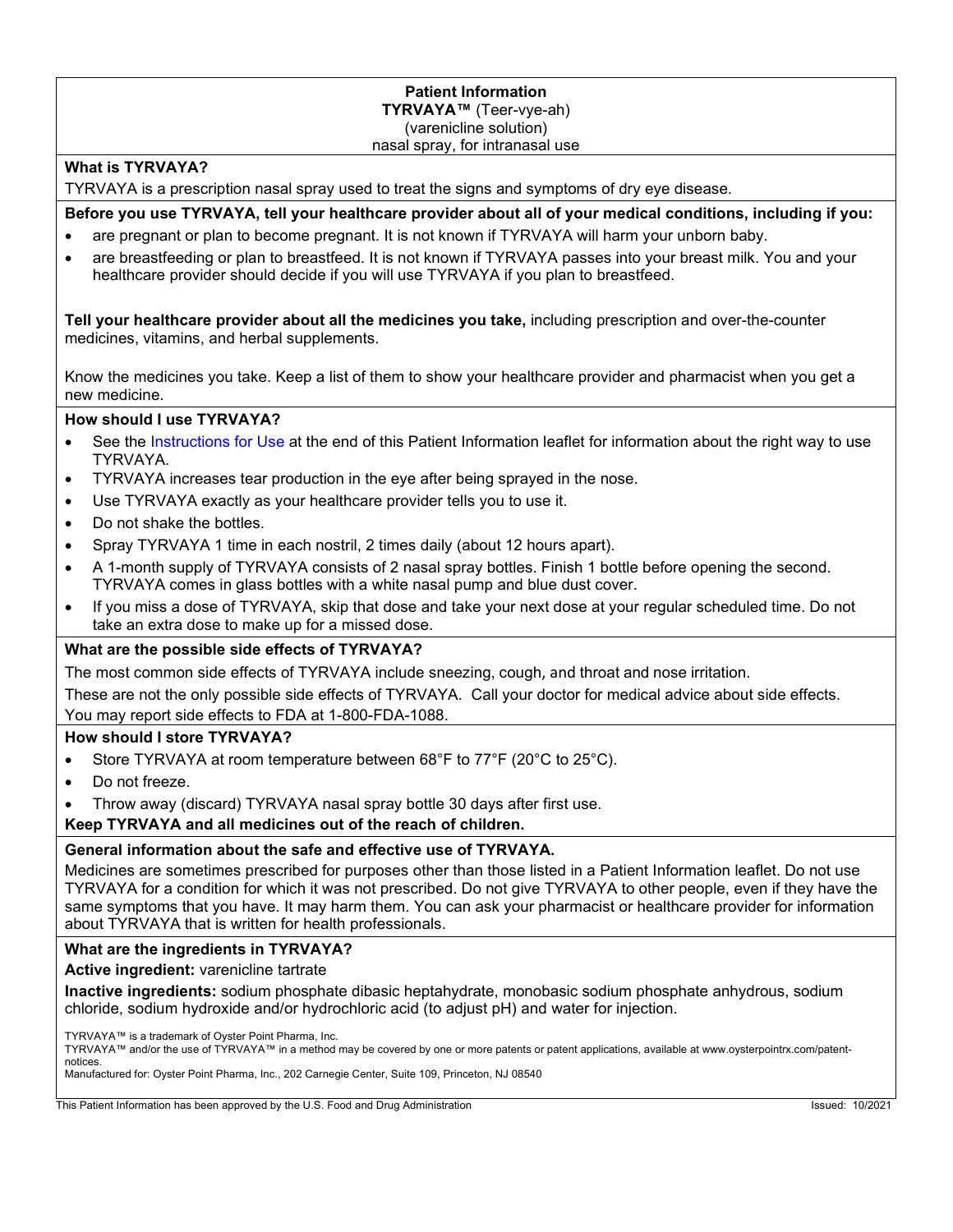# Patient Information
**TYRVAYA™** (Teer-vye-ah)
(varenicline solution)
nasal spray, for intranasal use

## What is TYRVAYA?

TYRVAYA is a prescription nasal spray used to treat the signs and symptoms of dry eye disease.

## Before you use TYRVAYA, tell your healthcare provider about all of your medical conditions, including if you:

- are pregnant or plan to become pregnant. It is not known if TYRVAYA will harm your unborn baby.
- are breastfeeding or plan to breastfeed. It is not known if TYRVAYA passes into your breast milk. You and your healthcare provider should decide if you will use TYRVAYA if you plan to breastfeed.

**Tell your healthcare provider about all the medicines you take,** including prescription and over-the-counter medicines, vitamins, and herbal supplements.

Know the medicines you take. Keep a list of them to show your healthcare provider and pharmacist when you get a new medicine.

## How should I use TYRVAYA?

- See the Instructions for Use at the end of this Patient Information leaflet for information about the right way to use TYRVAYA.
- TYRVAYA increases tear production in the eye after being sprayed in the nose.
- Use TYRVAYA exactly as your healthcare provider tells you to use it.
- Do not shake the bottles.
- Spray TYRVAYA 1 time in each nostril, 2 times daily (about 12 hours apart).
- A 1-month supply of TYRVAYA consists of 2 nasal spray bottles. Finish 1 bottle before opening the second. TYRVAYA comes in glass bottles with a white nasal pump and blue dust cover.
- If you miss a dose of TYRVAYA, skip that dose and take your next dose at your regular scheduled time. Do not take an extra dose to make up for a missed dose.

## What are the possible side effects of TYRVAYA?

The most common side effects of TYRVAYA include sneezing, cough, and throat and nose irritation.

These are not the only possible side effects of TYRVAYA. Call your doctor for medical advice about side effects.
You may report side effects to FDA at 1-800-FDA-1088.

## How should I store TYRVAYA?

- Store TYRVAYA at room temperature between 68°F to 77°F (20°C to 25°C).
- Do not freeze.
- Throw away (discard) TYRVAYA nasal spray bottle 30 days after first use.

**Keep TYRVAYA and all medicines out of the reach of children.**

## General information about the safe and effective use of TYRVAYA.

Medicines are sometimes prescribed for purposes other than those listed in a Patient Information leaflet. Do not use TYRVAYA for a condition for which it was not prescribed. Do not give TYRVAYA to other people, even if they have the same symptoms that you have. It may harm them. You can ask your pharmacist or healthcare provider for information about TYRVAYA that is written for health professionals.

## What are the ingredients in TYRVAYA?

**Active ingredient:** varenicline tartrate

**Inactive ingredients:** sodium phosphate dibasic heptahydrate, monobasic sodium phosphate anhydrous, sodium chloride, sodium hydroxide and/or hydrochloric acid (to adjust pH) and water for injection.

TYRVAYA™ is a trademark of Oyster Point Pharma, Inc.
TYRVAYA™ and/or the use of TYRVAYA™ in a method may be covered by one or more patents or patent applications, available at www.oysterpointrx.com/patent-notices.
Manufactured for: Oyster Point Pharma, Inc., 202 Carnegie Center, Suite 109, Princeton, NJ 08540

This Patient Information has been approved by the U.S. Food and Drug Administration — Issued: 10/2021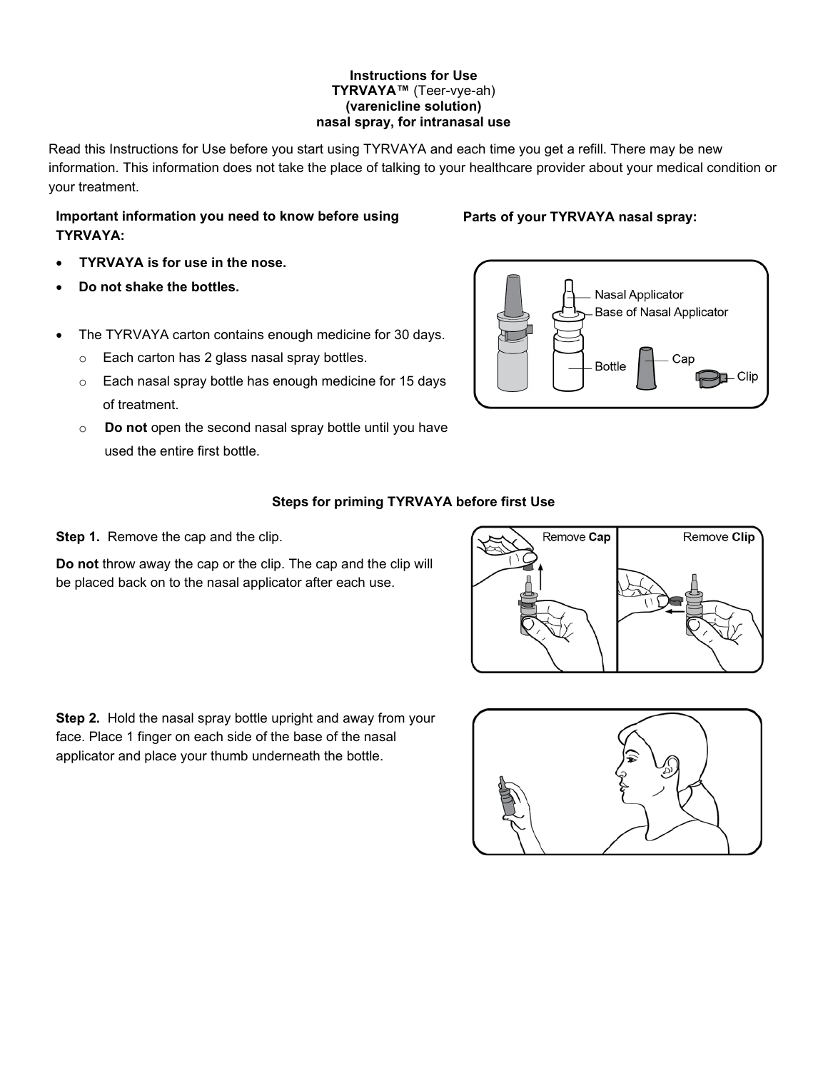**Instructions for Use**
**TYRVAYA™** (Teer-vye-ah)
**(varenicline solution)**
**nasal spray, for intranasal use**

Read this Instructions for Use before you start using TYRVAYA and each time you get a refill. There may be new information. This information does not take the place of talking to your healthcare provider about your medical condition or your treatment.

**Important information you need to know before using TYRVAYA:**

- **TYRVAYA is for use in the nose.**
- **Do not shake the bottles.**

- The TYRVAYA carton contains enough medicine for 30 days.
  - Each carton has 2 glass nasal spray bottles.
  - Each nasal spray bottle has enough medicine for 15 days of treatment.
  - **Do not** open the second nasal spray bottle until you have used the entire first bottle.

**Parts of your TYRVAYA nasal spray:**

Nasal Applicator
Base of Nasal Applicator
Bottle
Cap
Clip

**Steps for priming TYRVAYA before first Use**

**Step 1.** Remove the cap and the clip.

**Do not** throw away the cap or the clip. The cap and the clip will be placed back on to the nasal applicator after each use.

Remove **Cap**
Remove **Clip**

**Step 2.** Hold the nasal spray bottle upright and away from your face. Place 1 finger on each side of the base of the nasal applicator and place your thumb underneath the bottle.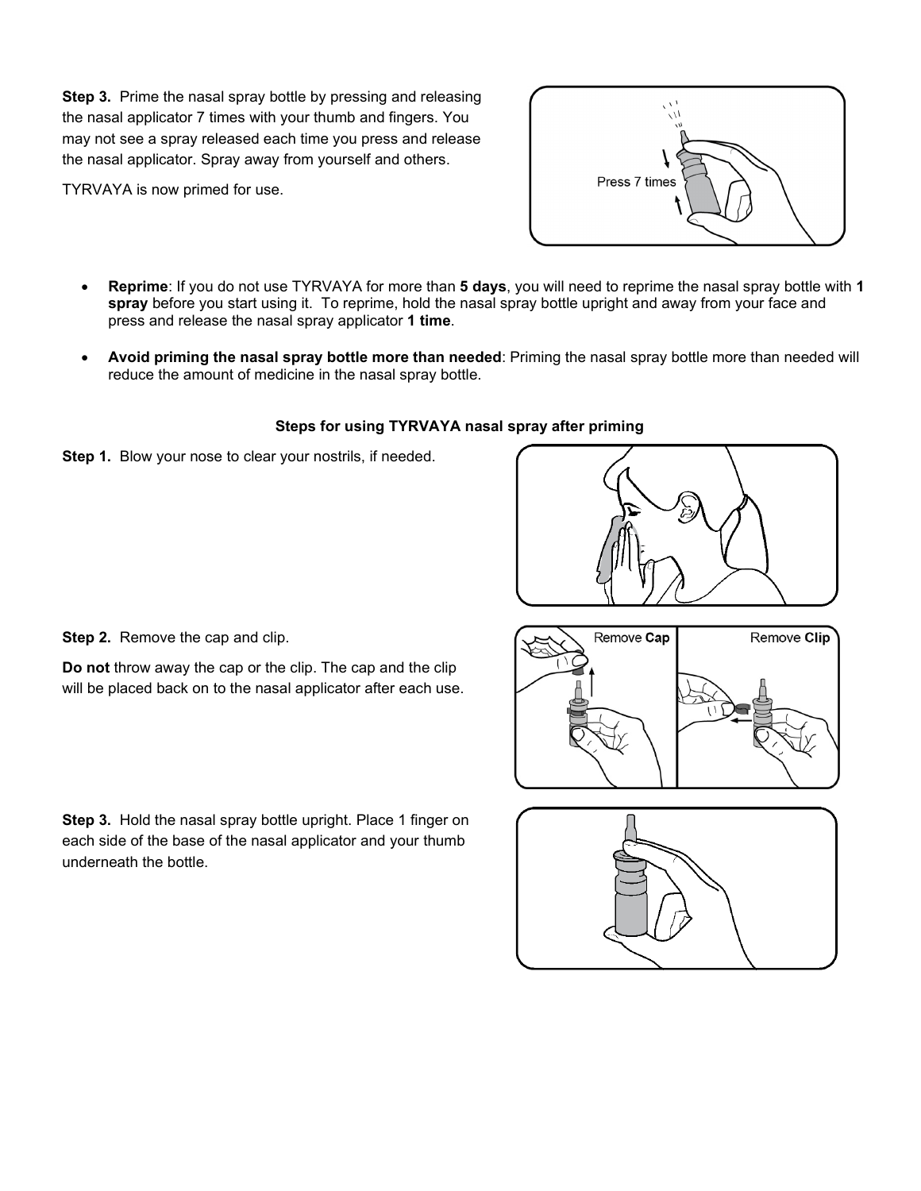**Step 3.** Prime the nasal spray bottle by pressing and releasing the nasal applicator 7 times with your thumb and fingers. You may not see a spray released each time you press and release the nasal applicator. Spray away from yourself and others.

TYRVAYA is now primed for use.

Press 7 times

- **Reprime**: If you do not use TYRVAYA for more than **5 days**, you will need to reprime the nasal spray bottle with **1 spray** before you start using it. To reprime, hold the nasal spray bottle upright and away from your face and press and release the nasal spray applicator **1 time**.
- **Avoid priming the nasal spray bottle more than needed**: Priming the nasal spray bottle more than needed will reduce the amount of medicine in the nasal spray bottle.

**Steps for using TYRVAYA nasal spray after priming**

**Step 1.** Blow your nose to clear your nostrils, if needed.

**Step 2.** Remove the cap and clip.

**Do not** throw away the cap or the clip. The cap and the clip will be placed back on to the nasal applicator after each use.

Remove **Cap**

Remove **Clip**

**Step 3.** Hold the nasal spray bottle upright. Place 1 finger on each side of the base of the nasal applicator and your thumb underneath the bottle.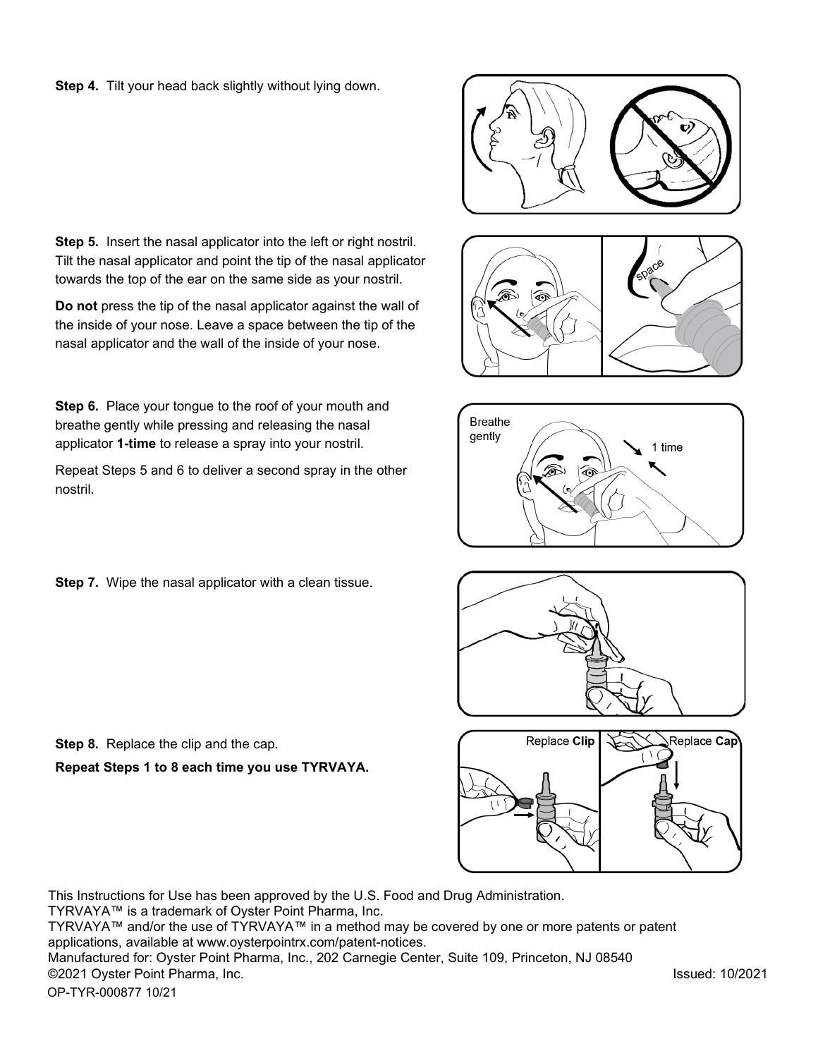**Step 4.** Tilt your head back slightly without lying down.

**Step 5.** Insert the nasal applicator into the left or right nostril. Tilt the nasal applicator and point the tip of the nasal applicator towards the top of the ear on the same side as your nostril.

**Do not** press the tip of the nasal applicator against the wall of the inside of your nose. Leave a space between the tip of the nasal applicator and the wall of the inside of your nose.

**Step 6.** Place your tongue to the roof of your mouth and breathe gently while pressing and releasing the nasal applicator **1-time** to release a spray into your nostril.

Repeat Steps 5 and 6 to deliver a second spray in the other nostril.

**Step 7.** Wipe the nasal applicator with a clean tissue.

**Step 8.** Replace the clip and the cap.

**Repeat Steps 1 to 8 each time you use TYRVAYA.**

This Instructions for Use has been approved by the U.S. Food and Drug Administration.
TYRVAYA™ is a trademark of Oyster Point Pharma, Inc.
TYRVAYA™ and/or the use of TYRVAYA™ in a method may be covered by one or more patents or patent applications, available at www.oysterpointrx.com/patent-notices.
Manufactured for: Oyster Point Pharma, Inc., 202 Carnegie Center, Suite 109, Princeton, NJ 08540
©2021 Oyster Point Pharma, Inc. Issued: 10/2021
OP-TYR-000877 10/21